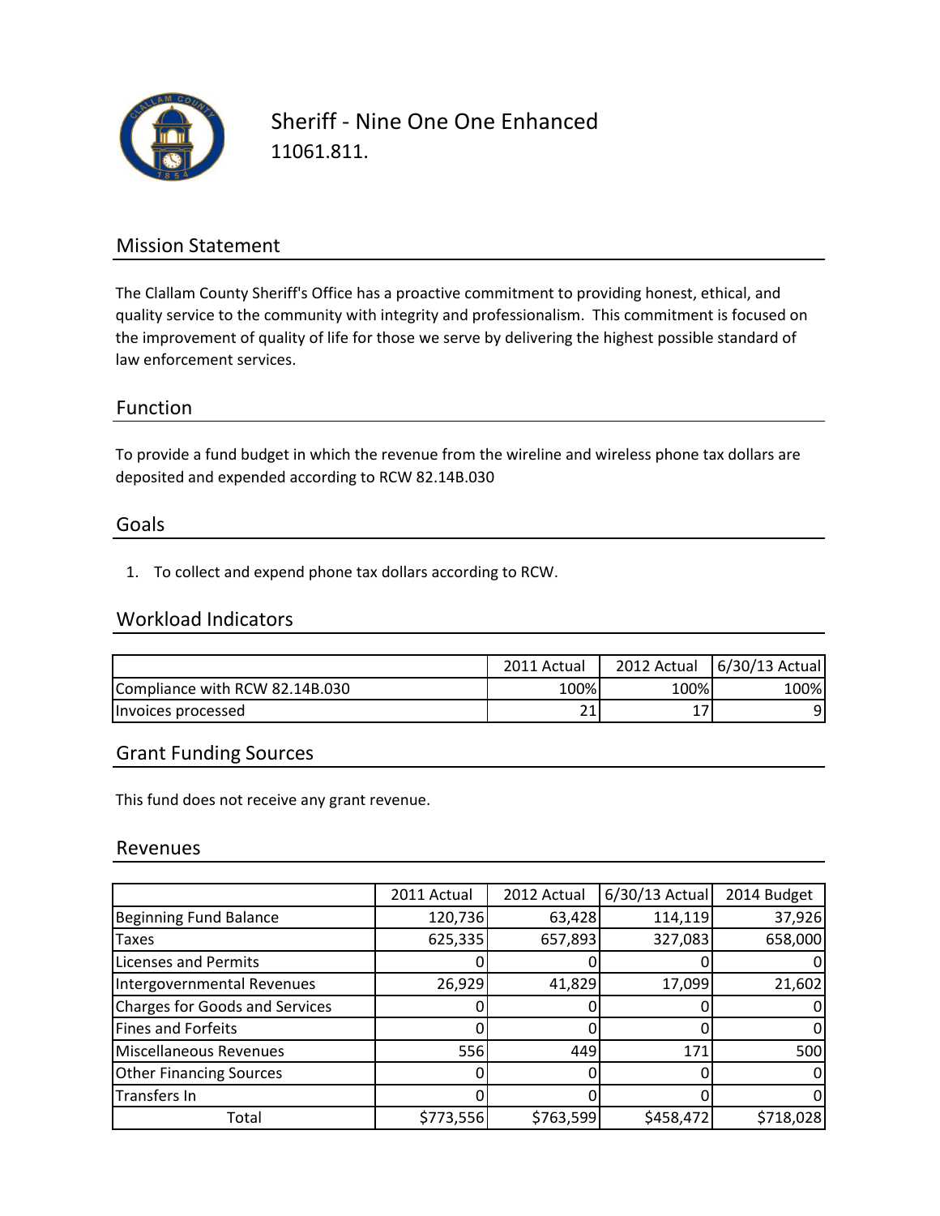# Sheriff - Nine One One Enhanced

11061.811.

## Mission Statement

The Clallam County Sheriff's Office has a proactive commitment to providing honest, ethical, and quality service to the community with integrity and professionalism. This commitment is focused on the improvement of quality of life for those we serve by delivering the highest possible standard of law enforcement services.

## Function

To provide a fund budget in which the revenue from the wireline and wireless phone tax dollars are deposited and expended according to RCW 82.14B.030

## Goals

1. To collect and expend phone tax dollars according to RCW.

## Workload Indicators

| | 2011 Actual | 2012 Actual | 6/30/13 Actual |
|---|---|---|---|
| Compliance with RCW 82.14B.030 | 100% | 100% | 100% |
| Invoices processed | 21 | 17 | 9 |

## Grant Funding Sources

This fund does not receive any grant revenue.

## Revenues

| | 2011 Actual | 2012 Actual | 6/30/13 Actual | 2014 Budget |
|---|---|---|---|---|
| Beginning Fund Balance | 120,736 | 63,428 | 114,119 | 37,926 |
| Taxes | 625,335 | 657,893 | 327,083 | 658,000 |
| Licenses and Permits | 0 | 0 | 0 | 0 |
| Intergovernmental Revenues | 26,929 | 41,829 | 17,099 | 21,602 |
| Charges for Goods and Services | 0 | 0 | 0 | 0 |
| Fines and Forfeits | 0 | 0 | 0 | 0 |
| Miscellaneous Revenues | 556 | 449 | 171 | 500 |
| Other Financing Sources | 0 | 0 | 0 | 0 |
| Transfers In | 0 | 0 | 0 | 0 |
| Total | $773,556 | $763,599 | $458,472 | $718,028 |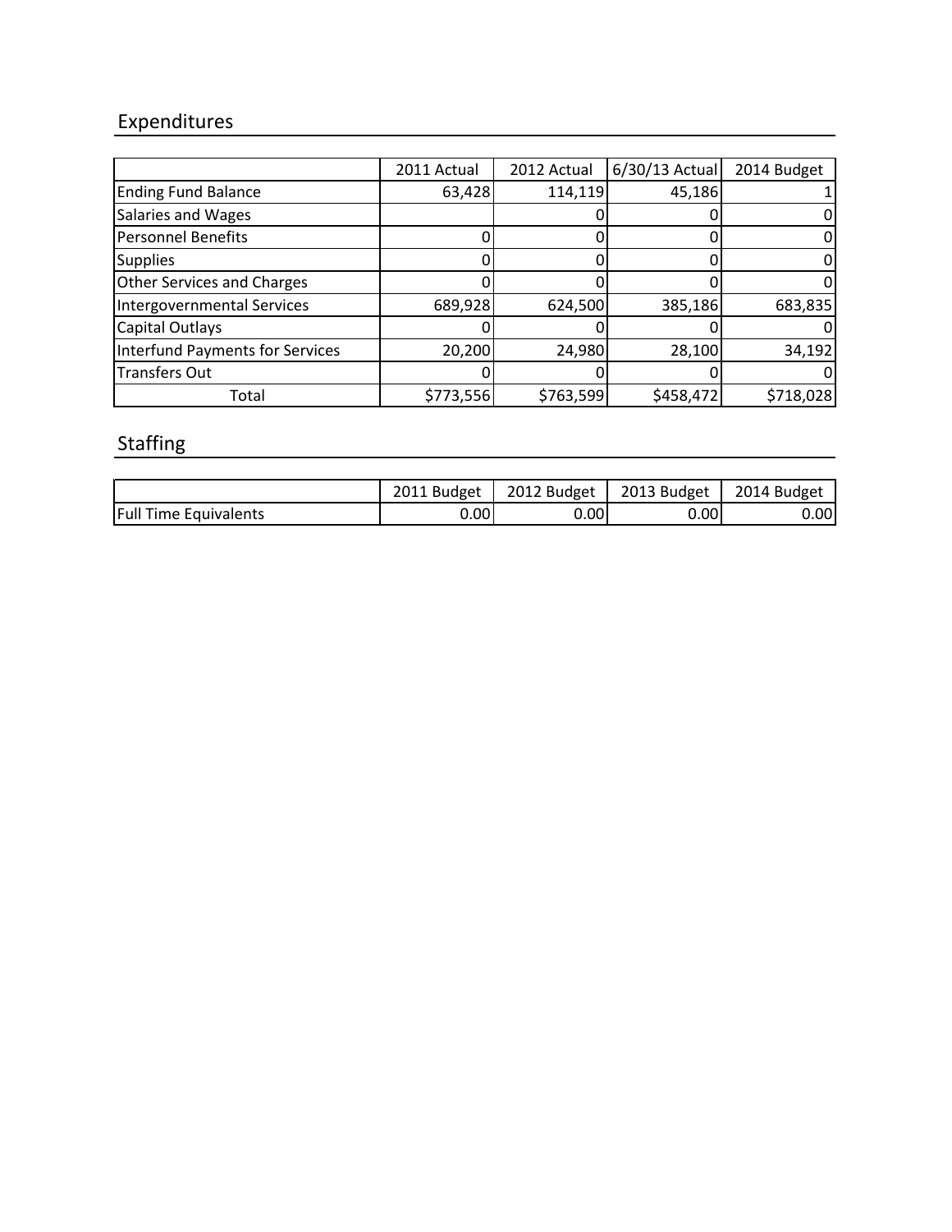## Expenditures

| | 2011 Actual | 2012 Actual | 6/30/13 Actual | 2014 Budget |
|---|---|---|---|---|
| Ending Fund Balance | 63,428 | 114,119 | 45,186 | 1 |
| Salaries and Wages | | 0 | 0 | 0 |
| Personnel Benefits | 0 | 0 | 0 | 0 |
| Supplies | 0 | 0 | 0 | 0 |
| Other Services and Charges | 0 | 0 | 0 | 0 |
| Intergovernmental Services | 689,928 | 624,500 | 385,186 | 683,835 |
| Capital Outlays | 0 | 0 | 0 | 0 |
| Interfund Payments for Services | 20,200 | 24,980 | 28,100 | 34,192 |
| Transfers Out | 0 | 0 | 0 | 0 |
| Total | $773,556 | $763,599 | $458,472 | $718,028 |

## Staffing

| | 2011 Budget | 2012 Budget | 2013 Budget | 2014 Budget |
|---|---|---|---|---|
| Full Time Equivalents | 0.00 | 0.00 | 0.00 | 0.00 |